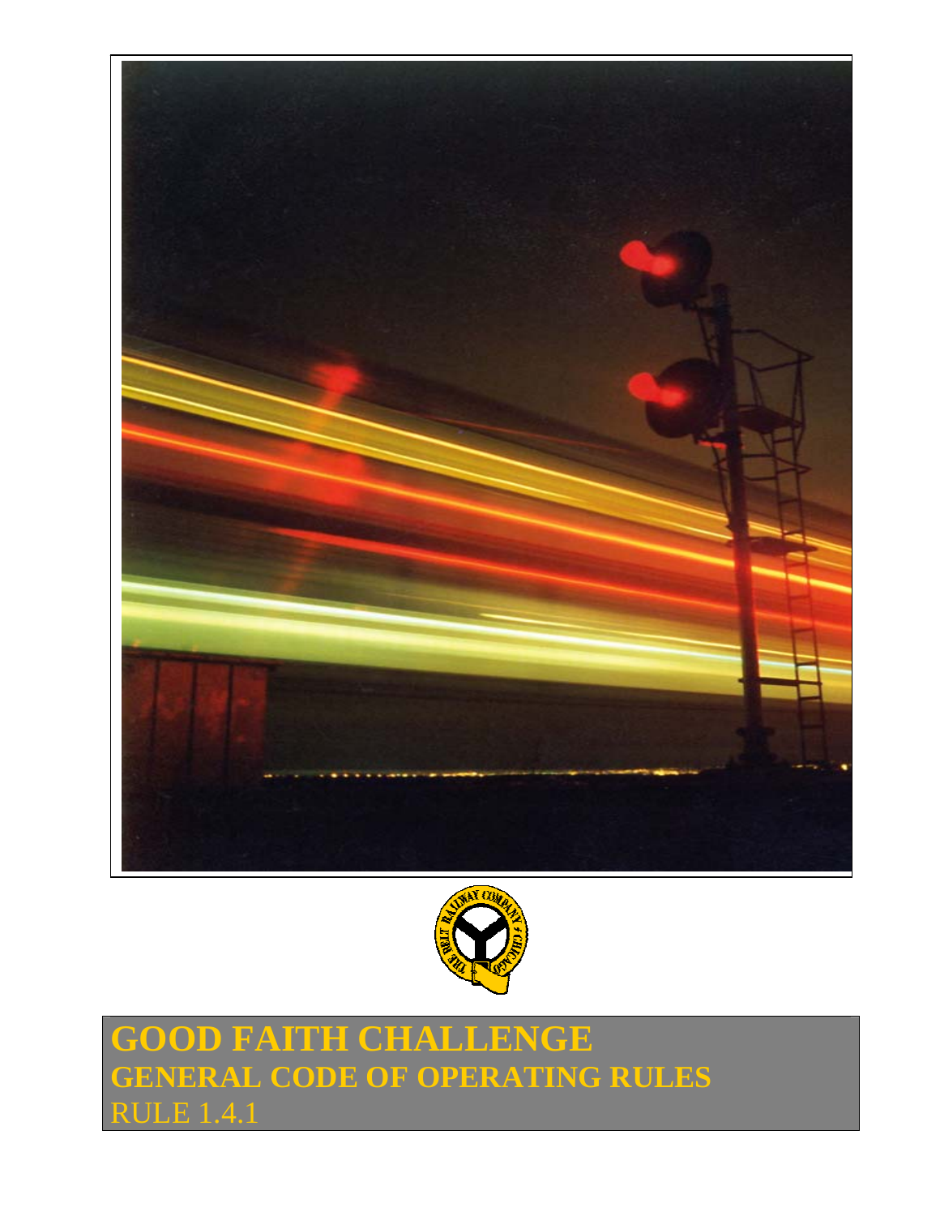# GOOD FAITH CHALLENGE

## GENERAL CODE OF OPERATING RULES

RULE 1.4.1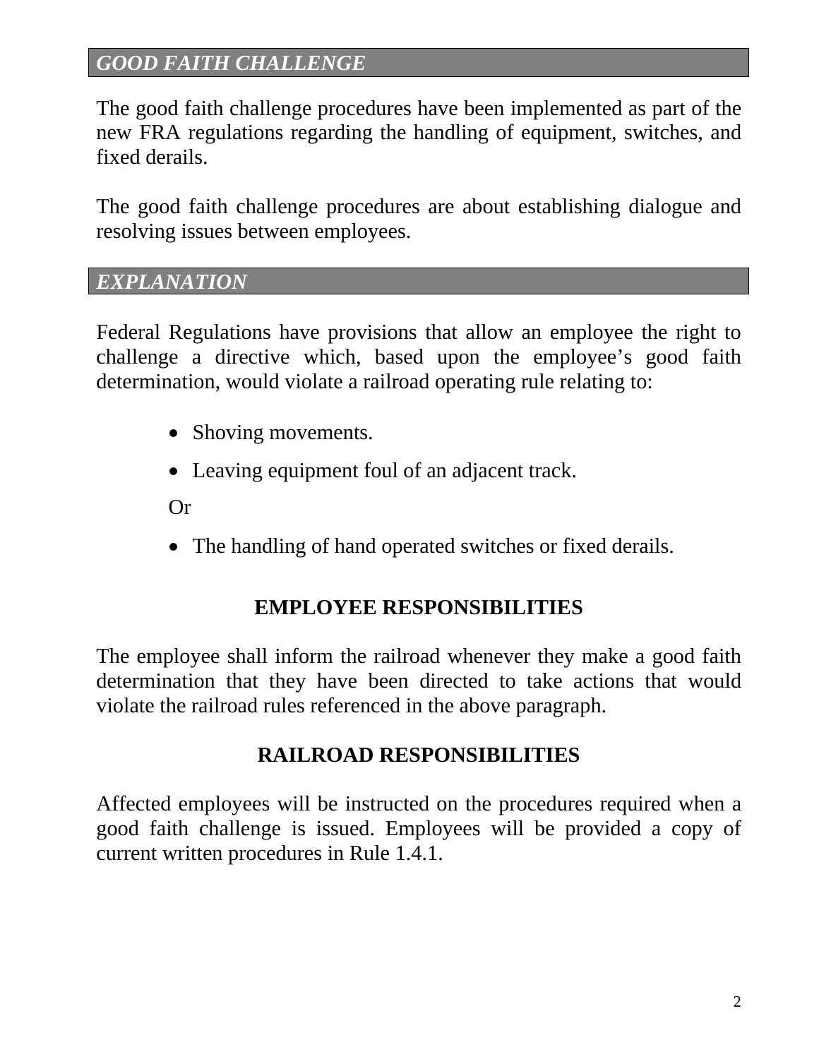## *GOOD FAITH CHALLENGE*

The good faith challenge procedures have been implemented as part of the new FRA regulations regarding the handling of equipment, switches, and fixed derails.

The good faith challenge procedures are about establishing dialogue and resolving issues between employees.

## *EXPLANATION*

Federal Regulations have provisions that allow an employee the right to challenge a directive which, based upon the employee's good faith determination, would violate a railroad operating rule relating to:

- Shoving movements.
- Leaving equipment foul of an adjacent track.

Or

- The handling of hand operated switches or fixed derails.

### EMPLOYEE RESPONSIBILITIES

The employee shall inform the railroad whenever they make a good faith determination that they have been directed to take actions that would violate the railroad rules referenced in the above paragraph.

### RAILROAD RESPONSIBILITIES

Affected employees will be instructed on the procedures required when a good faith challenge is issued. Employees will be provided a copy of current written procedures in Rule 1.4.1.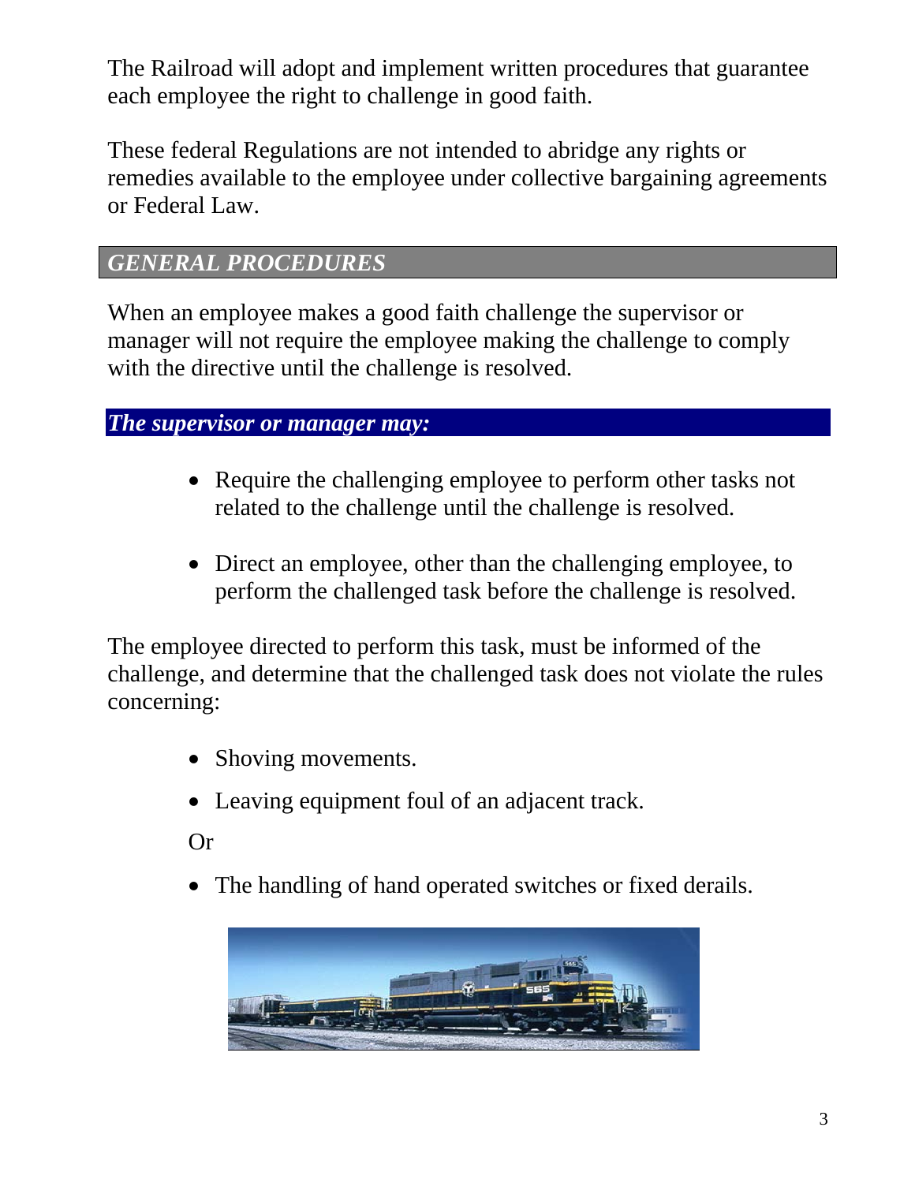The Railroad will adopt and implement written procedures that guarantee each employee the right to challenge in good faith.

These federal Regulations are not intended to abridge any rights or remedies available to the employee under collective bargaining agreements or Federal Law.

## *GENERAL PROCEDURES*

When an employee makes a good faith challenge the supervisor or manager will not require the employee making the challenge to comply with the directive until the challenge is resolved.

### *The supervisor or manager may:*

- Require the challenging employee to perform other tasks not related to the challenge until the challenge is resolved.
- Direct an employee, other than the challenging employee, to perform the challenged task before the challenge is resolved.

The employee directed to perform this task, must be informed of the challenge, and determine that the challenged task does not violate the rules concerning:

- Shoving movements.
- Leaving equipment foul of an adjacent track.

Or

- The handling of hand operated switches or fixed derails.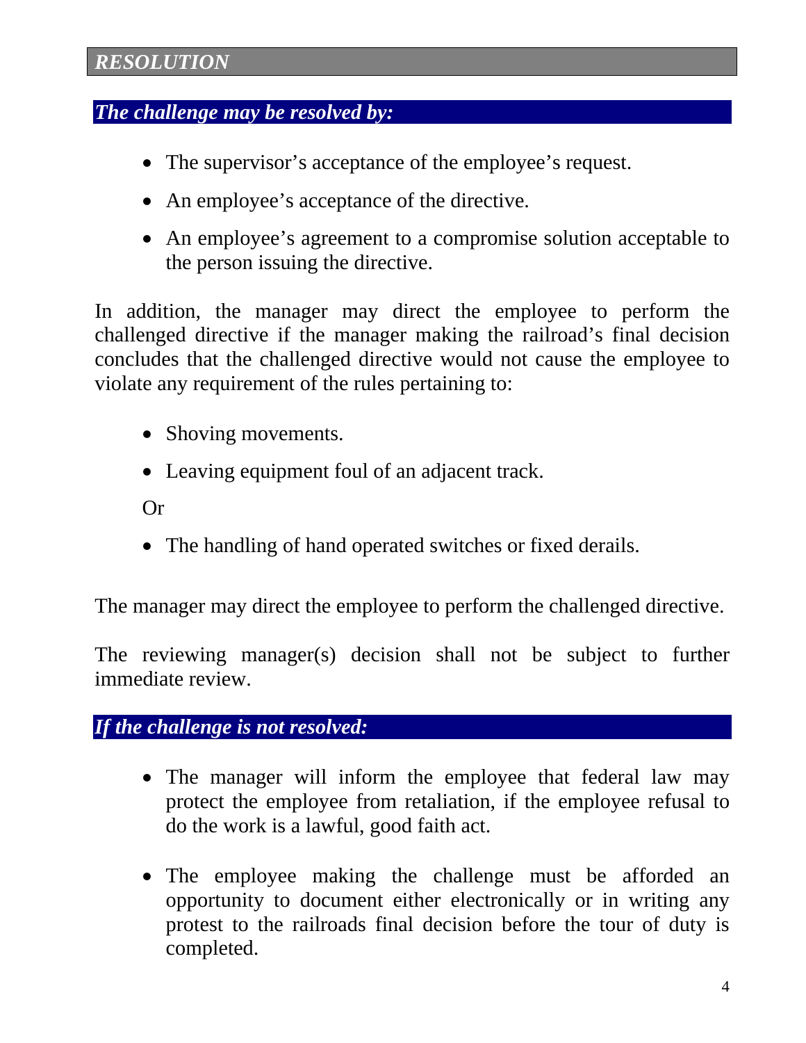## *RESOLUTION*

### *The challenge may be resolved by:*

- The supervisor's acceptance of the employee's request.
- An employee's acceptance of the directive.
- An employee's agreement to a compromise solution acceptable to the person issuing the directive.

In addition, the manager may direct the employee to perform the challenged directive if the manager making the railroad's final decision concludes that the challenged directive would not cause the employee to violate any requirement of the rules pertaining to:

- Shoving movements.
- Leaving equipment foul of an adjacent track.

Or

- The handling of hand operated switches or fixed derails.

The manager may direct the employee to perform the challenged directive.

The reviewing manager(s) decision shall not be subject to further immediate review.

### *If the challenge is not resolved:*

- The manager will inform the employee that federal law may protect the employee from retaliation, if the employee refusal to do the work is a lawful, good faith act.

- The employee making the challenge must be afforded an opportunity to document either electronically or in writing any protest to the railroads final decision before the tour of duty is completed.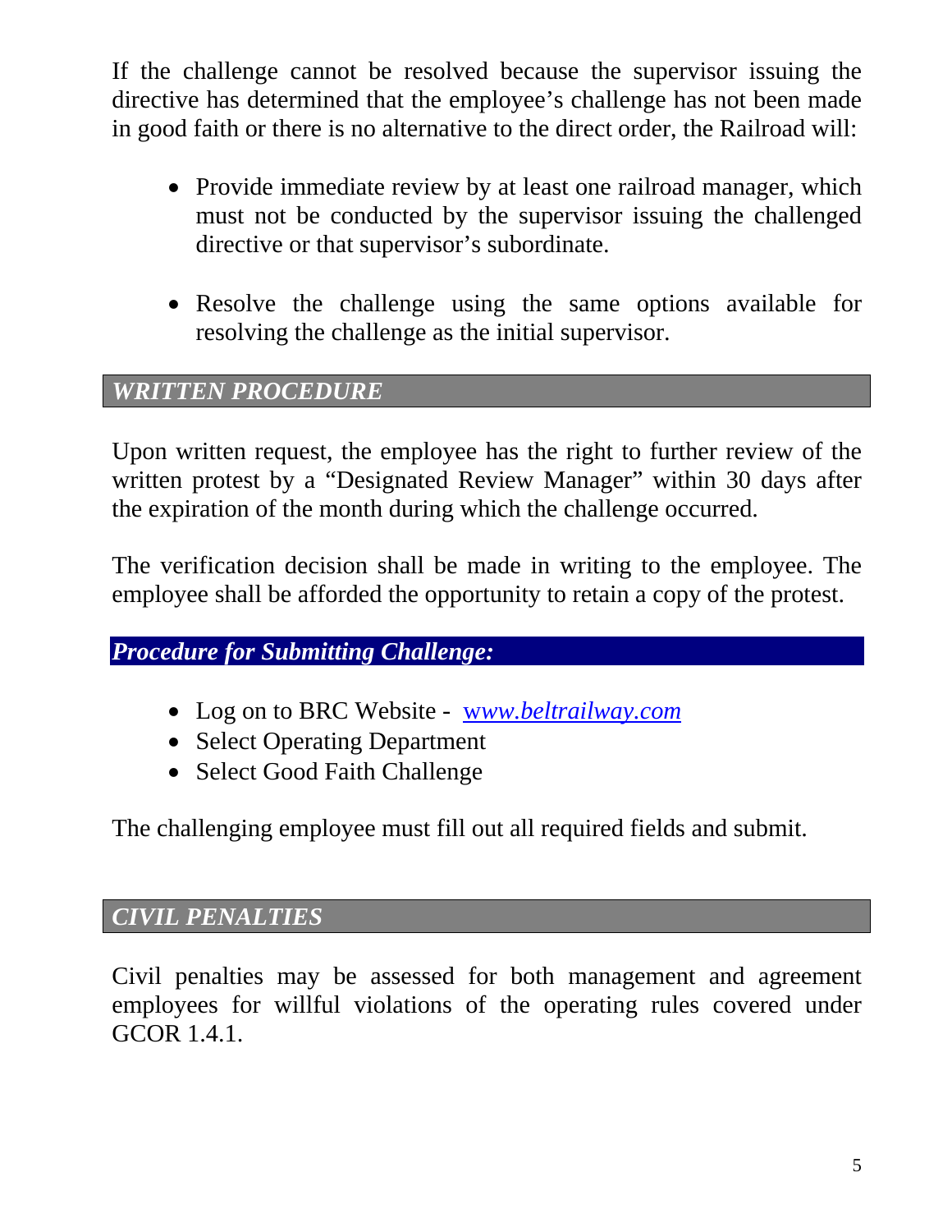If the challenge cannot be resolved because the supervisor issuing the directive has determined that the employee's challenge has not been made in good faith or there is no alternative to the direct order, the Railroad will:

- Provide immediate review by at least one railroad manager, which must not be conducted by the supervisor issuing the challenged directive or that supervisor's subordinate.

- Resolve the challenge using the same options available for resolving the challenge as the initial supervisor.

## *WRITTEN PROCEDURE*

Upon written request, the employee has the right to further review of the written protest by a "Designated Review Manager" within 30 days after the expiration of the month during which the challenge occurred.

The verification decision shall be made in writing to the employee. The employee shall be afforded the opportunity to retain a copy of the protest.

### *Procedure for Submitting Challenge:*

- Log on to BRC Website - *www.beltrailway.com*
- Select Operating Department
- Select Good Faith Challenge

The challenging employee must fill out all required fields and submit.

## *CIVIL PENALTIES*

Civil penalties may be assessed for both management and agreement employees for willful violations of the operating rules covered under GCOR 1.4.1.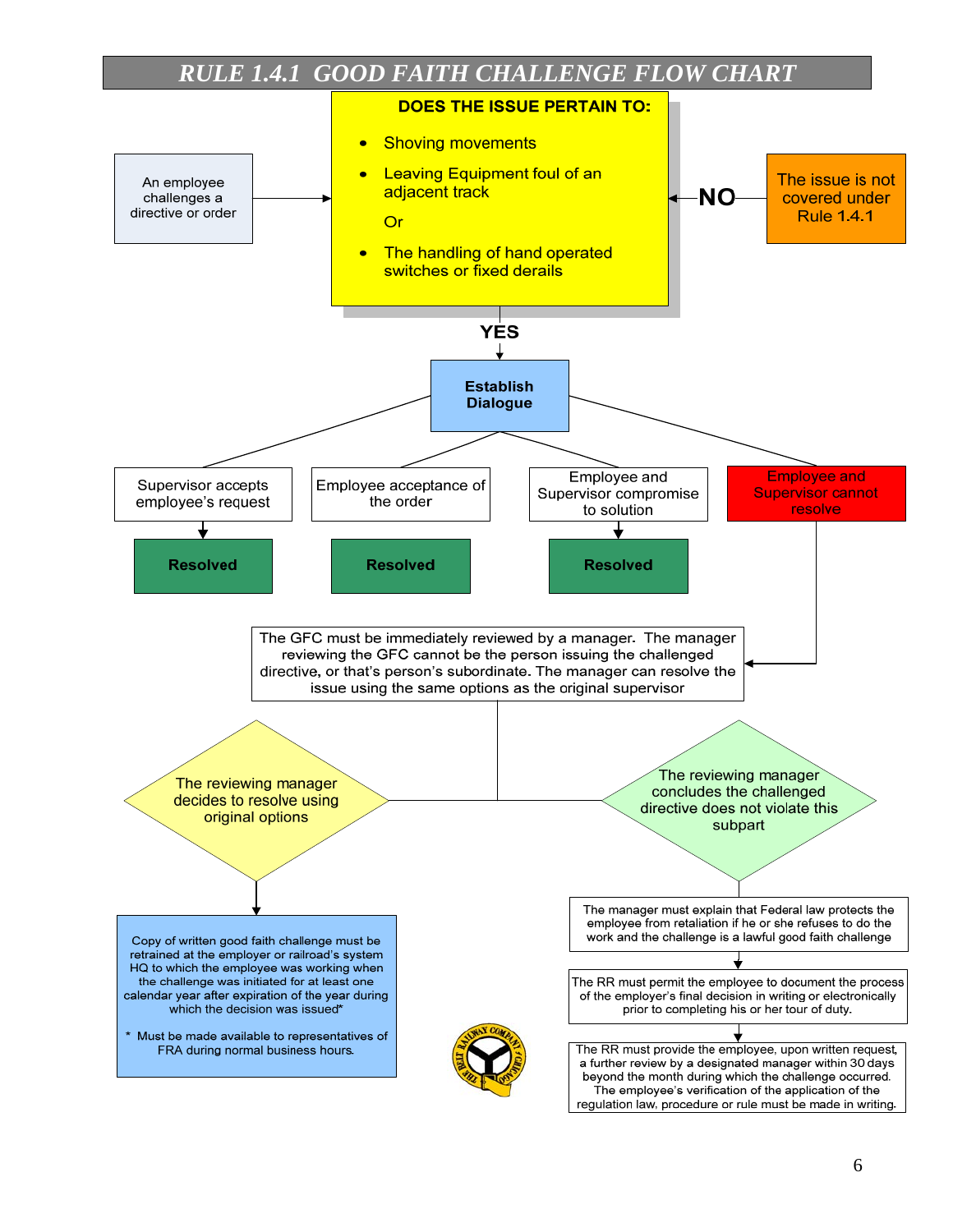# RULE 1.4.1 GOOD FAITH CHALLENGE FLOW CHART

An employee challenges a directive or order

**DOES THE ISSUE PERTAIN TO:**

- Shoving movements
- Leaving Equipment foul of an adjacent track

  Or

- The handling of hand operated switches or fixed derails

**NO**

The issue is not covered under Rule 1.4.1

**YES**

**Establish Dialogue**

Supervisor accepts employee's request

**Resolved**

Employee acceptance of the order

**Resolved**

Employee and Supervisor compromise to solution

**Resolved**

Employee and Supervisor cannot resolve

The GFC must be immediately reviewed by a manager. The manager reviewing the GFC cannot be the person issuing the challenged directive, or that's person's subordinate. The manager can resolve the issue using the same options as the original supervisor

The reviewing manager decides to resolve using original options

Copy of written good faith challenge must be retrained at the employer or railroad's system HQ to which the employee was working when the challenge was initiated for at least one calendar year after expiration of the year during which the decision was issued*

\* Must be made available to representatives of FRA during normal business hours.

The reviewing manager concludes the challenged directive does not violate this subpart

The manager must explain that Federal law protects the employee from retaliation if he or she refuses to do the work and the challenge is a lawful good faith challenge

The RR must permit the employee to document the process of the employer's final decision in writing or electronically prior to completing his or her tour of duty.

The RR must provide the employee, upon written request, a further review by a designated manager within 30 days beyond the month during which the challenge occurred. The employee's verification of the application of the regulation law, procedure or rule must be made in writing.